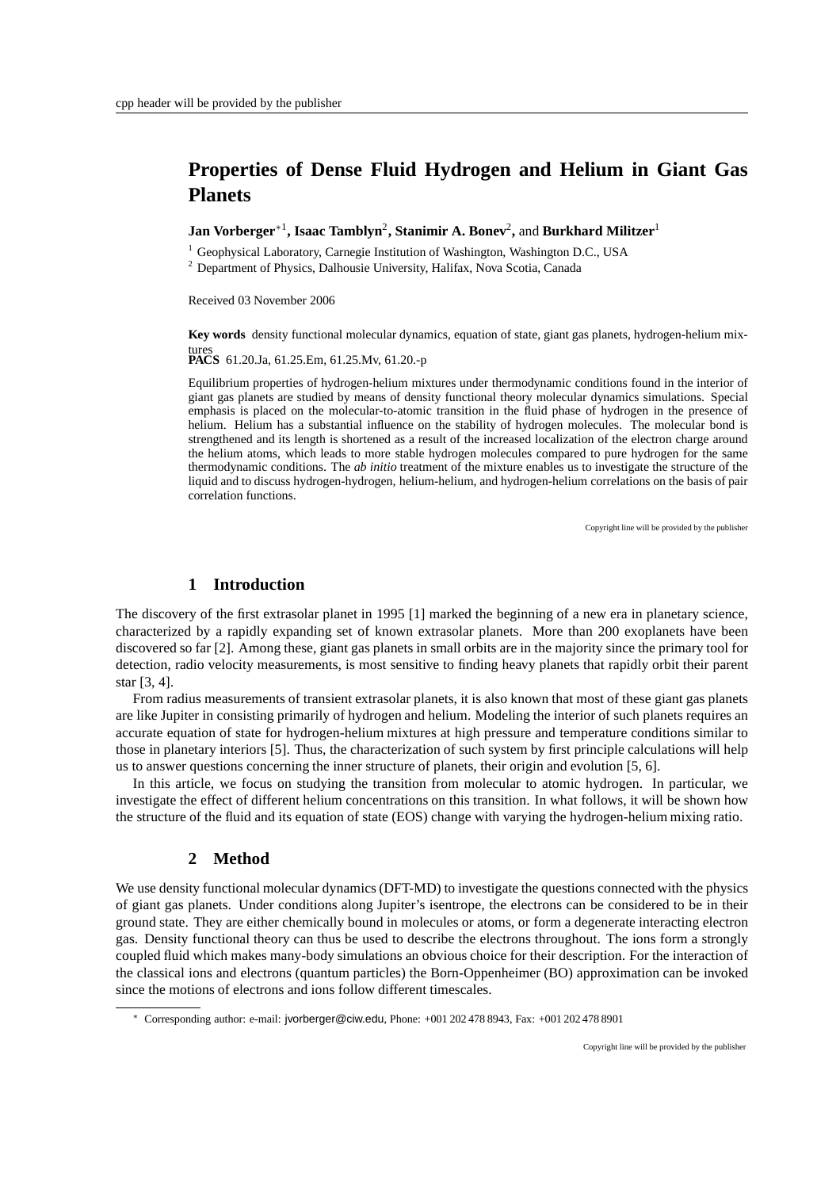# Properties of Dense Fluid Hydrogen and Helium in Giant Gas Planets

**Jan Vorberger**[*1], **Isaac Tamblyn**[2], **Stanimir A. Bonev**[2], and **Burkhard Militzer**[1]

[1] Geophysical Laboratory, Carnegie Institution of Washington, Washington D.C., USA
[2] Department of Physics, Dalhousie University, Halifax, Nova Scotia, Canada

Received 03 November 2006

**Key words** density functional molecular dynamics, equation of state, giant gas planets, hydrogen-helium mixtures
**PACS** 61.20.Ja, 61.25.Em, 61.25.Mv, 61.20.-p

Equilibrium properties of hydrogen-helium mixtures under thermodynamic conditions found in the interior of giant gas planets are studied by means of density functional theory molecular dynamics simulations. Special emphasis is placed on the molecular-to-atomic transition in the fluid phase of hydrogen in the presence of helium. Helium has a substantial influence on the stability of hydrogen molecules. The molecular bond is strengthened and its length is shortened as a result of the increased localization of the electron charge around the helium atoms, which leads to more stable hydrogen molecules compared to pure hydrogen for the same thermodynamic conditions. The *ab initio* treatment of the mixture enables us to investigate the structure of the liquid and to discuss hydrogen-hydrogen, helium-helium, and hydrogen-helium correlations on the basis of pair correlation functions.

## 1 Introduction

The discovery of the first extrasolar planet in 1995 [1] marked the beginning of a new era in planetary science, characterized by a rapidly expanding set of known extrasolar planets. More than 200 exoplanets have been discovered so far [2]. Among these, giant gas planets in small orbits are in the majority since the primary tool for detection, radio velocity measurements, is most sensitive to finding heavy planets that rapidly orbit their parent star [3, 4].

From radius measurements of transient extrasolar planets, it is also known that most of these giant gas planets are like Jupiter in consisting primarily of hydrogen and helium. Modeling the interior of such planets requires an accurate equation of state for hydrogen-helium mixtures at high pressure and temperature conditions similar to those in planetary interiors [5]. Thus, the characterization of such system by first principle calculations will help us to answer questions concerning the inner structure of planets, their origin and evolution [5, 6].

In this article, we focus on studying the transition from molecular to atomic hydrogen. In particular, we investigate the effect of different helium concentrations on this transition. In what follows, it will be shown how the structure of the fluid and its equation of state (EOS) change with varying the hydrogen-helium mixing ratio.

## 2 Method

We use density functional molecular dynamics (DFT-MD) to investigate the questions connected with the physics of giant gas planets. Under conditions along Jupiter's isentrope, the electrons can be considered to be in their ground state. They are either chemically bound in molecules or atoms, or form a degenerate interacting electron gas. Density functional theory can thus be used to describe the electrons throughout. The ions form a strongly coupled fluid which makes many-body simulations an obvious choice for their description. For the interaction of the classical ions and electrons (quantum particles) the Born-Oppenheimer (BO) approximation can be invoked since the motions of electrons and ions follow different timescales.

[*] Corresponding author: e-mail: jvorberger@ciw.edu, Phone: +001 202 478 8943, Fax: +001 202 478 8901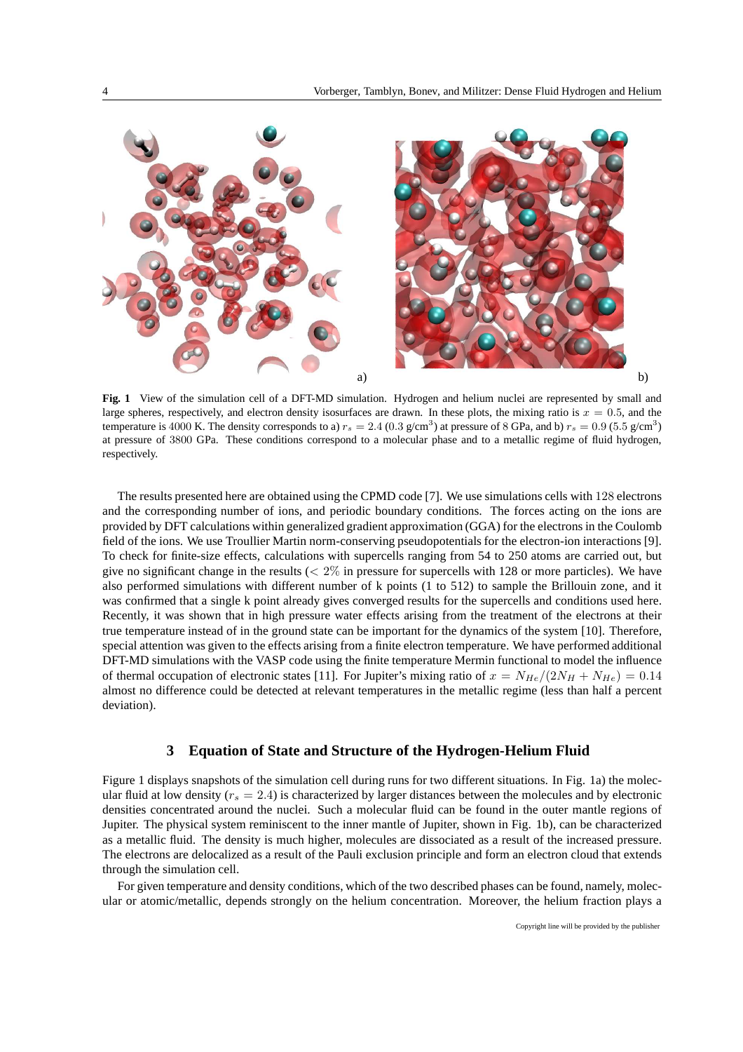**Fig. 1** View of the simulation cell of a DFT-MD simulation. Hydrogen and helium nuclei are represented by small and large spheres, respectively, and electron density isosurfaces are drawn. In these plots, the mixing ratio is $x = 0.5$, and the temperature is $4000$ K. The density corresponds to a) $r_s = 2.4$ ($0.3$ g/cm$^3$) at pressure of $8$ GPa, and b) $r_s = 0.9$ ($5.5$ g/cm$^3$) at pressure of $3800$ GPa. These conditions correspond to a molecular phase and to a metallic regime of fluid hydrogen, respectively.

The results presented here are obtained using the CPMD code [7]. We use simulations cells with $128$ electrons and the corresponding number of ions, and periodic boundary conditions. The forces acting on the ions are provided by DFT calculations within generalized gradient approximation (GGA) for the electrons in the Coulomb field of the ions. We use Troullier Martin norm-conserving pseudopotentials for the electron-ion interactions [9]. To check for finite-size effects, calculations with supercells ranging from 54 to 250 atoms are carried out, but give no significant change in the results ($< 2\%$ in pressure for supercells with 128 or more particles). We have also performed simulations with different number of k points (1 to 512) to sample the Brillouin zone, and it was confirmed that a single k point already gives converged results for the supercells and conditions used here. Recently, it was shown that in high pressure water effects arising from the treatment of the electrons at their true temperature instead of in the ground state can be important for the dynamics of the system [10]. Therefore, special attention was given to the effects arising from a finite electron temperature. We have performed additional DFT-MD simulations with the VASP code using the finite temperature Mermin functional to model the influence of thermal occupation of electronic states [11]. For Jupiter's mixing ratio of $x = N_{He}/(2N_H + N_{He}) = 0.14$ almost no difference could be detected at relevant temperatures in the metallic regime (less than half a percent deviation).

## 3 Equation of State and Structure of the Hydrogen-Helium Fluid

Figure 1 displays snapshots of the simulation cell during runs for two different situations. In Fig. 1a) the molecular fluid at low density ($r_s = 2.4$) is characterized by larger distances between the molecules and by electronic densities concentrated around the nuclei. Such a molecular fluid can be found in the outer mantle regions of Jupiter. The physical system reminiscent to the inner mantle of Jupiter, shown in Fig. 1b), can be characterized as a metallic fluid. The density is much higher, molecules are dissociated as a result of the increased pressure. The electrons are delocalized as a result of the Pauli exclusion principle and form an electron cloud that extends through the simulation cell.

For given temperature and density conditions, which of the two described phases can be found, namely, molecular or atomic/metallic, depends strongly on the helium concentration. Moreover, the helium fraction plays a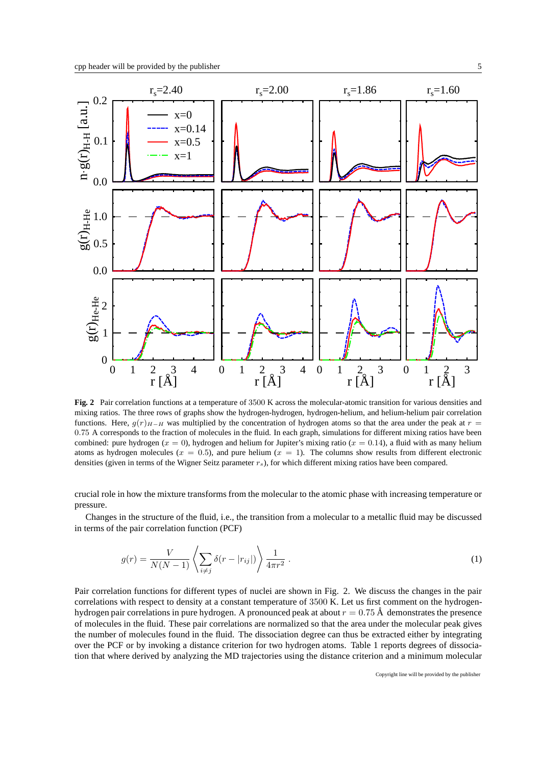**Fig. 2** Pair correlation functions at a temperature of 3500 K across the molecular-atomic transition for various densities and mixing ratios. The three rows of graphs show the hydrogen-hydrogen, hydrogen-helium, and helium-helium pair correlation functions. Here, $g(r)_{H-H}$ was multiplied by the concentration of hydrogen atoms so that the area under the peak at $r = 0.75$ A corresponds to the fraction of molecules in the fluid. In each graph, simulations for different mixing ratios have been combined: pure hydrogen ($x = 0$), hydrogen and helium for Jupiter's mixing ratio ($x = 0.14$), a fluid with as many helium atoms as hydrogen molecules ($x = 0.5$), and pure helium ($x = 1$). The columns show results from different electronic densities (given in terms of the Wigner Seitz parameter $r_s$), for which different mixing ratios have been compared.

crucial role in how the mixture transforms from the molecular to the atomic phase with increasing temperature or pressure.

Changes in the structure of the fluid, i.e., the transition from a molecular to a metallic fluid may be discussed in terms of the pair correlation function (PCF)

$$g(r) = \frac{V}{N(N-1)} \left\langle \sum_{i \neq j} \delta(r - |r_{ij}|) \right\rangle \frac{1}{4\pi r^2} \,. \tag{1}$$

Pair correlation functions for different types of nuclei are shown in Fig. 2. We discuss the changes in the pair correlations with respect to density at a constant temperature of 3500 K. Let us first comment on the hydrogen-hydrogen pair correlations in pure hydrogen. A pronounced peak at about $r = 0.75$ Å demonstrates the presence of molecules in the fluid. These pair correlations are normalized so that the area under the molecular peak gives the number of molecules found in the fluid. The dissociation degree can thus be extracted either by integrating over the PCF or by invoking a distance criterion for two hydrogen atoms. Table 1 reports degrees of dissociation that where derived by analyzing the MD trajectories using the distance criterion and a minimum molecular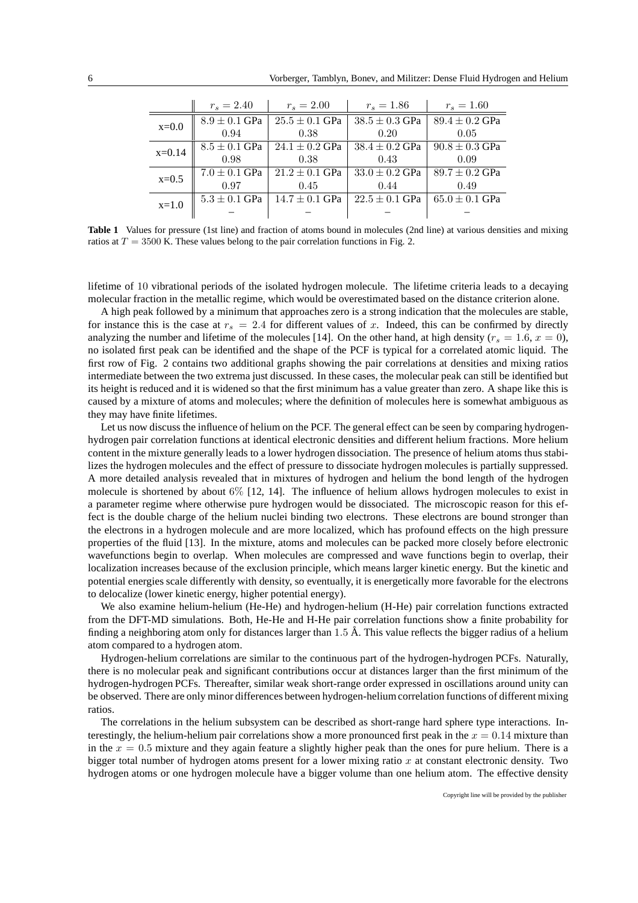|  | $r_s = 2.40$ | $r_s = 2.00$ | $r_s = 1.86$ | $r_s = 1.60$ |
|---|---|---|---|---|
| x=0.0 | $8.9 \pm 0.1$ GPa | $25.5 \pm 0.1$ GPa | $38.5 \pm 0.3$ GPa | $89.4 \pm 0.2$ GPa |
|  | 0.94 | 0.38 | 0.20 | 0.05 |
| x=0.14 | $8.5 \pm 0.1$ GPa | $24.1 \pm 0.2$ GPa | $38.4 \pm 0.2$ GPa | $90.8 \pm 0.3$ GPa |
|  | 0.98 | 0.38 | 0.43 | 0.09 |
| x=0.5 | $7.0 \pm 0.1$ GPa | $21.2 \pm 0.1$ GPa | $33.0 \pm 0.2$ GPa | $89.7 \pm 0.2$ GPa |
|  | 0.97 | 0.45 | 0.44 | 0.49 |
| x=1.0 | $5.3 \pm 0.1$ GPa | $14.7 \pm 0.1$ GPa | $22.5 \pm 0.1$ GPa | $65.0 \pm 0.1$ GPa |
|  | – | – | – | – |

**Table 1** Values for pressure (1st line) and fraction of atoms bound in molecules (2nd line) at various densities and mixing ratios at $T = 3500$ K. These values belong to the pair correlation functions in Fig. 2.

lifetime of 10 vibrational periods of the isolated hydrogen molecule. The lifetime criteria leads to a decaying molecular fraction in the metallic regime, which would be overestimated based on the distance criterion alone.

A high peak followed by a minimum that approaches zero is a strong indication that the molecules are stable, for instance this is the case at $r_s = 2.4$ for different values of $x$. Indeed, this can be confirmed by directly analyzing the number and lifetime of the molecules [14]. On the other hand, at high density ($r_s = 1.6$, $x = 0$), no isolated first peak can be identified and the shape of the PCF is typical for a correlated atomic liquid. The first row of Fig. 2 contains two additional graphs showing the pair correlations at densities and mixing ratios intermediate between the two extrema just discussed. In these cases, the molecular peak can still be identified but its height is reduced and it is widened so that the first minimum has a value greater than zero. A shape like this is caused by a mixture of atoms and molecules; where the definition of molecules here is somewhat ambiguous as they may have finite lifetimes.

Let us now discuss the influence of helium on the PCF. The general effect can be seen by comparing hydrogen-hydrogen pair correlation functions at identical electronic densities and different helium fractions. More helium content in the mixture generally leads to a lower hydrogen dissociation. The presence of helium atoms thus stabilizes the hydrogen molecules and the effect of pressure to dissociate hydrogen molecules is partially suppressed. A more detailed analysis revealed that in mixtures of hydrogen and helium the bond length of the hydrogen molecule is shortened by about $6\%$ [12, 14]. The influence of helium allows hydrogen molecules to exist in a parameter regime where otherwise pure hydrogen would be dissociated. The microscopic reason for this effect is the double charge of the helium nuclei binding two electrons. These electrons are bound stronger than the electrons in a hydrogen molecule and are more localized, which has profound effects on the high pressure properties of the fluid [13]. In the mixture, atoms and molecules can be packed more closely before electronic wavefunctions begin to overlap. When molecules are compressed and wave functions begin to overlap, their localization increases because of the exclusion principle, which means larger kinetic energy. But the kinetic and potential energies scale differently with density, so eventually, it is energetically more favorable for the electrons to delocalize (lower kinetic energy, higher potential energy).

We also examine helium-helium (He-He) and hydrogen-helium (H-He) pair correlation functions extracted from the DFT-MD simulations. Both, He-He and H-He pair correlation functions show a finite probability for finding a neighboring atom only for distances larger than 1.5 Å. This value reflects the bigger radius of a helium atom compared to a hydrogen atom.

Hydrogen-helium correlations are similar to the continuous part of the hydrogen-hydrogen PCFs. Naturally, there is no molecular peak and significant contributions occur at distances larger than the first minimum of the hydrogen-hydrogen PCFs. Thereafter, similar weak short-range order expressed in oscillations around unity can be observed. There are only minor differences between hydrogen-helium correlation functions of different mixing ratios.

The correlations in the helium subsystem can be described as short-range hard sphere type interactions. Interestingly, the helium-helium pair correlations show a more pronounced first peak in the $x = 0.14$ mixture than in the $x = 0.5$ mixture and they again feature a slightly higher peak than the ones for pure helium. There is a bigger total number of hydrogen atoms present for a lower mixing ratio $x$ at constant electronic density. Two hydrogen atoms or one hydrogen molecule have a bigger volume than one helium atom. The effective density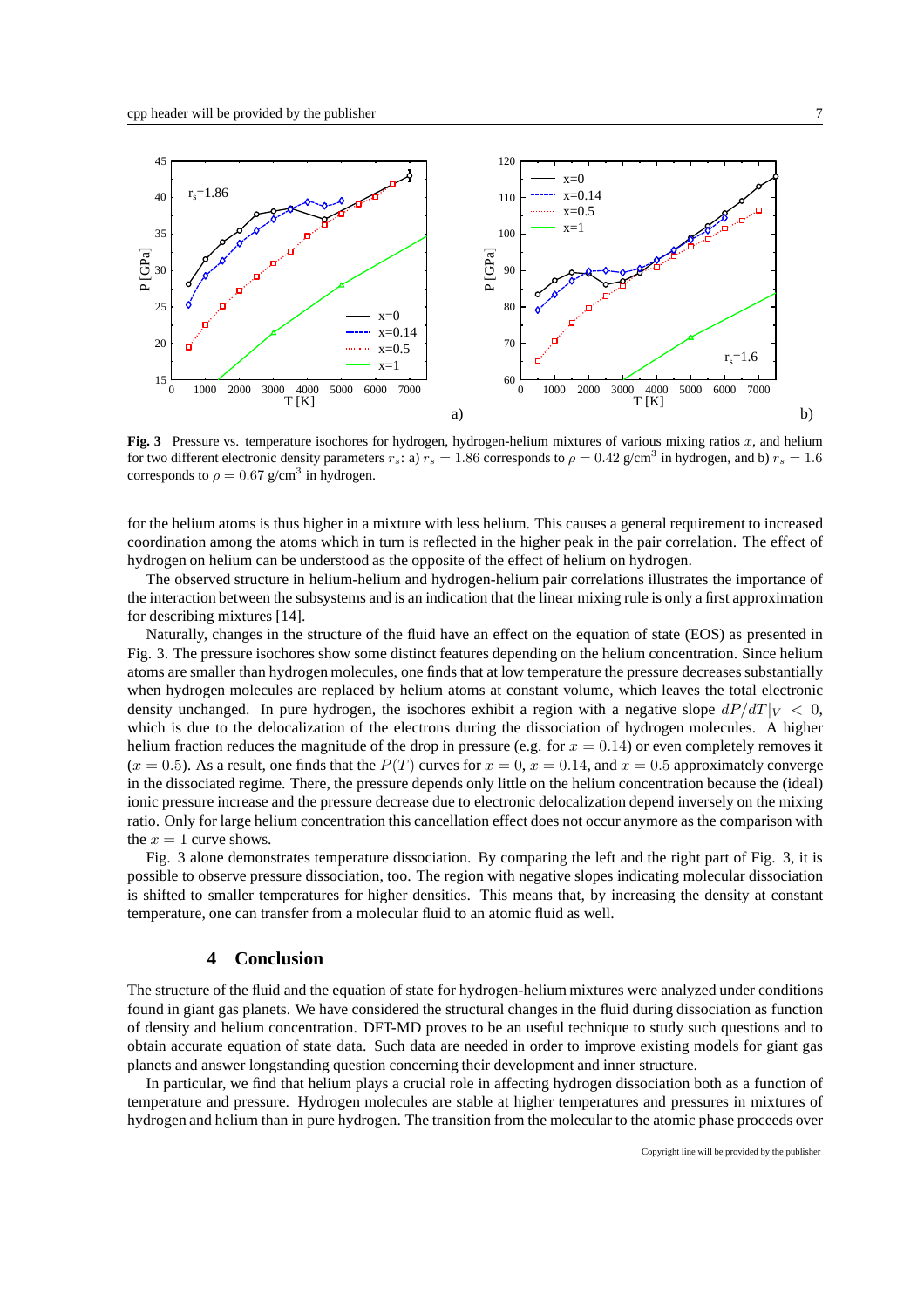**Fig. 3** Pressure vs. temperature isochores for hydrogen, hydrogen-helium mixtures of various mixing ratios $x$, and helium for two different electronic density parameters $r_s$: a) $r_s = 1.86$ corresponds to $\rho = 0.42$ g/cm$^3$ in hydrogen, and b) $r_s = 1.6$ corresponds to $\rho = 0.67$ g/cm$^3$ in hydrogen.

for the helium atoms is thus higher in a mixture with less helium. This causes a general requirement to increased coordination among the atoms which in turn is reflected in the higher peak in the pair correlation. The effect of hydrogen on helium can be understood as the opposite of the effect of helium on hydrogen.

The observed structure in helium-helium and hydrogen-helium pair correlations illustrates the importance of the interaction between the subsystems and is an indication that the linear mixing rule is only a first approximation for describing mixtures [14].

Naturally, changes in the structure of the fluid have an effect on the equation of state (EOS) as presented in Fig. 3. The pressure isochores show some distinct features depending on the helium concentration. Since helium atoms are smaller than hydrogen molecules, one finds that at low temperature the pressure decreases substantially when hydrogen molecules are replaced by helium atoms at constant volume, which leaves the total electronic density unchanged. In pure hydrogen, the isochores exhibit a region with a negative slope $dP/dT|_V < 0$, which is due to the delocalization of the electrons during the dissociation of hydrogen molecules. A higher helium fraction reduces the magnitude of the drop in pressure (e.g. for $x = 0.14$) or even completely removes it ($x = 0.5$). As a result, one finds that the $P(T)$ curves for $x = 0$, $x = 0.14$, and $x = 0.5$ approximately converge in the dissociated regime. There, the pressure depends only little on the helium concentration because the (ideal) ionic pressure increase and the pressure decrease due to electronic delocalization depend inversely on the mixing ratio. Only for large helium concentration this cancellation effect does not occur anymore as the comparison with the $x = 1$ curve shows.

Fig. 3 alone demonstrates temperature dissociation. By comparing the left and the right part of Fig. 3, it is possible to observe pressure dissociation, too. The region with negative slopes indicating molecular dissociation is shifted to smaller temperatures for higher densities. This means that, by increasing the density at constant temperature, one can transfer from a molecular fluid to an atomic fluid as well.

## 4 Conclusion

The structure of the fluid and the equation of state for hydrogen-helium mixtures were analyzed under conditions found in giant gas planets. We have considered the structural changes in the fluid during dissociation as function of density and helium concentration. DFT-MD proves to be an useful technique to study such questions and to obtain accurate equation of state data. Such data are needed in order to improve existing models for giant gas planets and answer longstanding question concerning their development and inner structure.

In particular, we find that helium plays a crucial role in affecting hydrogen dissociation both as a function of temperature and pressure. Hydrogen molecules are stable at higher temperatures and pressures in mixtures of hydrogen and helium than in pure hydrogen. The transition from the molecular to the atomic phase proceeds over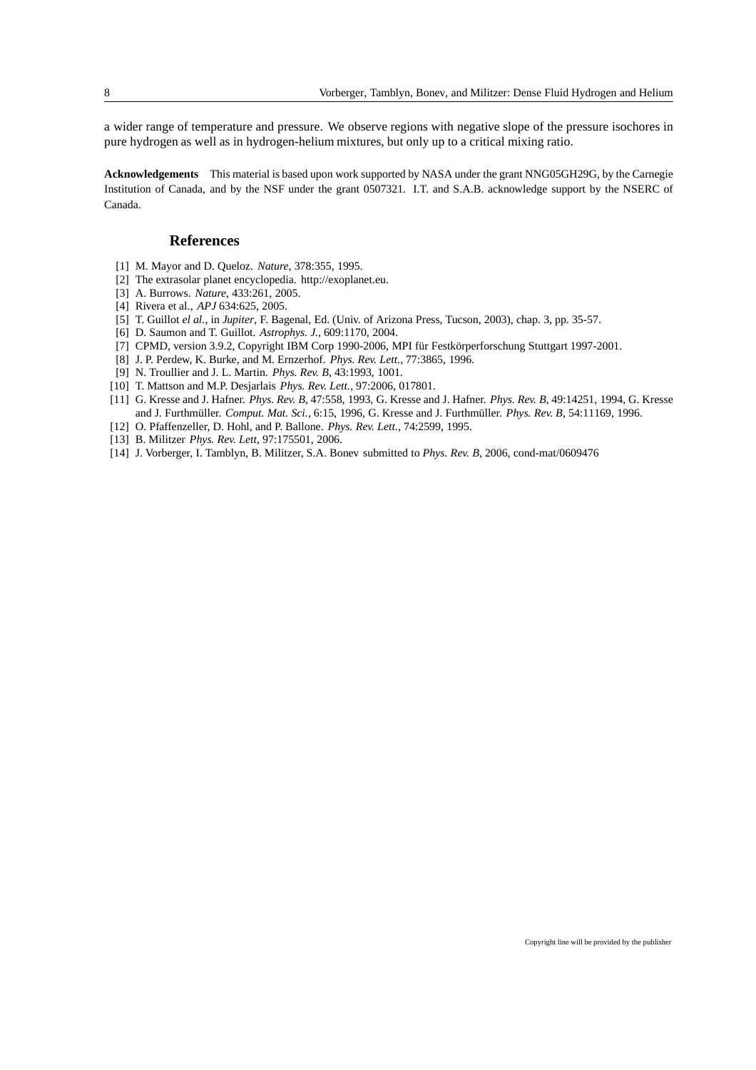a wider range of temperature and pressure. We observe regions with negative slope of the pressure isochores in pure hydrogen as well as in hydrogen-helium mixtures, but only up to a critical mixing ratio.

**Acknowledgements** This material is based upon work supported by NASA under the grant NNG05GH29G, by the Carnegie Institution of Canada, and by the NSF under the grant 0507321. I.T. and S.A.B. acknowledge support by the NSERC of Canada.

## References

[1] M. Mayor and D. Queloz. *Nature*, 378:355, 1995.
[2] The extrasolar planet encyclopedia. http://exoplanet.eu.
[3] A. Burrows. *Nature*, 433:261, 2005.
[4] Rivera et al., *APJ* 634:625, 2005.
[5] T. Guillot *el al.*, in *Jupiter*, F. Bagenal, Ed. (Univ. of Arizona Press, Tucson, 2003), chap. 3, pp. 35-57.
[6] D. Saumon and T. Guillot. *Astrophys. J.*, 609:1170, 2004.
[7] CPMD, version 3.9.2, Copyright IBM Corp 1990-2006, MPI für Festkörperforschung Stuttgart 1997-2001.
[8] J. P. Perdew, K. Burke, and M. Ernzerhof. *Phys. Rev. Lett.*, 77:3865, 1996.
[9] N. Troullier and J. L. Martin. *Phys. Rev. B*, 43:1993, 1001.
[10] T. Mattson and M.P. Desjarlais *Phys. Rev. Lett.*, 97:2006, 017801.
[11] G. Kresse and J. Hafner. *Phys. Rev. B*, 47:558, 1993, G. Kresse and J. Hafner. *Phys. Rev. B*, 49:14251, 1994, G. Kresse and J. Furthmüller. *Comput. Mat. Sci.*, 6:15, 1996, G. Kresse and J. Furthmüller. *Phys. Rev. B*, 54:11169, 1996.
[12] O. Pfaffenzeller, D. Hohl, and P. Ballone. *Phys. Rev. Lett.*, 74:2599, 1995.
[13] B. Militzer *Phys. Rev. Lett*, 97:175501, 2006.
[14] J. Vorberger, I. Tamblyn, B. Militzer, S.A. Bonev submitted to *Phys. Rev. B*, 2006, cond-mat/0609476